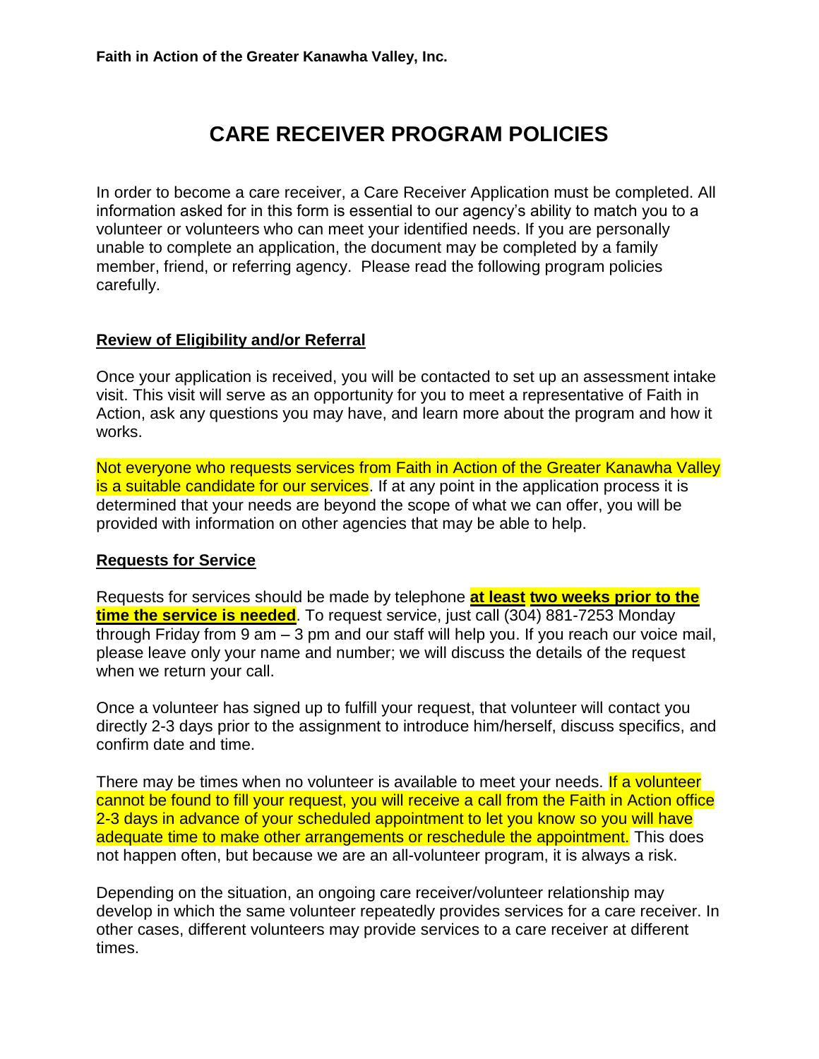**Faith in Action of the Greater Kanawha Valley, Inc.**

# CARE RECEIVER PROGRAM POLICIES

In order to become a care receiver, a Care Receiver Application must be completed. All information asked for in this form is essential to our agency's ability to match you to a volunteer or volunteers who can meet your identified needs. If you are personally unable to complete an application, the document may be completed by a family member, friend, or referring agency. Please read the following program policies carefully.

## Review of Eligibility and/or Referral

Once your application is received, you will be contacted to set up an assessment intake visit. This visit will serve as an opportunity for you to meet a representative of Faith in Action, ask any questions you may have, and learn more about the program and how it works.

Not everyone who requests services from Faith in Action of the Greater Kanawha Valley is a suitable candidate for our services. If at any point in the application process it is determined that your needs are beyond the scope of what we can offer, you will be provided with information on other agencies that may be able to help.

## Requests for Service

Requests for services should be made by telephone **at least two weeks prior to the time the service is needed**. To request service, just call (304) 881-7253 Monday through Friday from 9 am – 3 pm and our staff will help you. If you reach our voice mail, please leave only your name and number; we will discuss the details of the request when we return your call.

Once a volunteer has signed up to fulfill your request, that volunteer will contact you directly 2-3 days prior to the assignment to introduce him/herself, discuss specifics, and confirm date and time.

There may be times when no volunteer is available to meet your needs. If a volunteer cannot be found to fill your request, you will receive a call from the Faith in Action office 2-3 days in advance of your scheduled appointment to let you know so you will have adequate time to make other arrangements or reschedule the appointment. This does not happen often, but because we are an all-volunteer program, it is always a risk.

Depending on the situation, an ongoing care receiver/volunteer relationship may develop in which the same volunteer repeatedly provides services for a care receiver. In other cases, different volunteers may provide services to a care receiver at different times.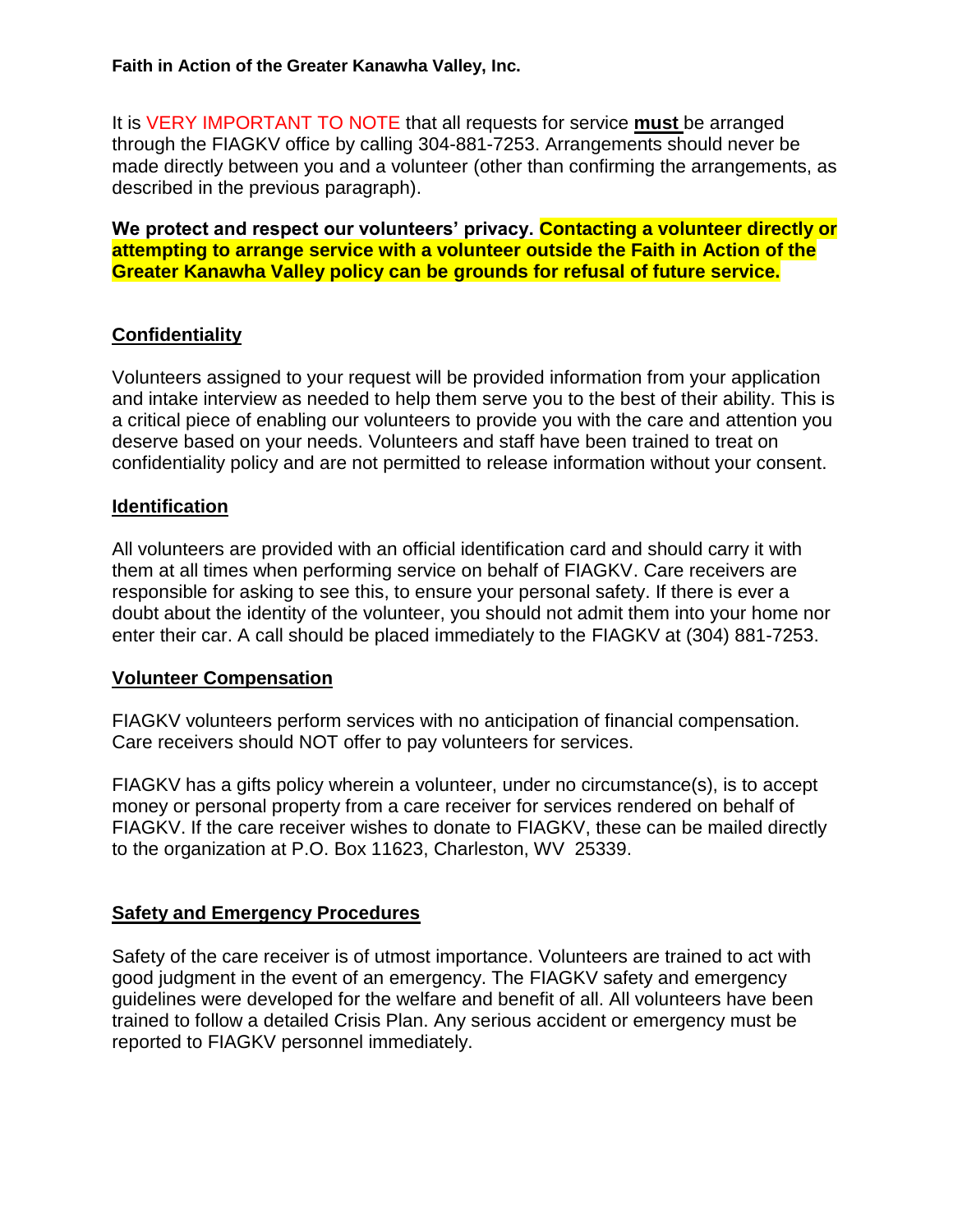**Faith in Action of the Greater Kanawha Valley, Inc.**

It is VERY IMPORTANT TO NOTE that all requests for service **must** be arranged through the FIAGKV office by calling 304-881-7253. Arrangements should never be made directly between you and a volunteer (other than confirming the arrangements, as described in the previous paragraph).

**We protect and respect our volunteers' privacy. Contacting a volunteer directly or attempting to arrange service with a volunteer outside the Faith in Action of the Greater Kanawha Valley policy can be grounds for refusal of future service.**

## Confidentiality

Volunteers assigned to your request will be provided information from your application and intake interview as needed to help them serve you to the best of their ability. This is a critical piece of enabling our volunteers to provide you with the care and attention you deserve based on your needs. Volunteers and staff have been trained to treat on confidentiality policy and are not permitted to release information without your consent.

## Identification

All volunteers are provided with an official identification card and should carry it with them at all times when performing service on behalf of FIAGKV. Care receivers are responsible for asking to see this, to ensure your personal safety. If there is ever a doubt about the identity of the volunteer, you should not admit them into your home nor enter their car. A call should be placed immediately to the FIAGKV at (304) 881-7253.

## Volunteer Compensation

FIAGKV volunteers perform services with no anticipation of financial compensation. Care receivers should NOT offer to pay volunteers for services.

FIAGKV has a gifts policy wherein a volunteer, under no circumstance(s), is to accept money or personal property from a care receiver for services rendered on behalf of FIAGKV. If the care receiver wishes to donate to FIAGKV, these can be mailed directly to the organization at P.O. Box 11623, Charleston, WV 25339.

## Safety and Emergency Procedures

Safety of the care receiver is of utmost importance. Volunteers are trained to act with good judgment in the event of an emergency. The FIAGKV safety and emergency guidelines were developed for the welfare and benefit of all. All volunteers have been trained to follow a detailed Crisis Plan. Any serious accident or emergency must be reported to FIAGKV personnel immediately.